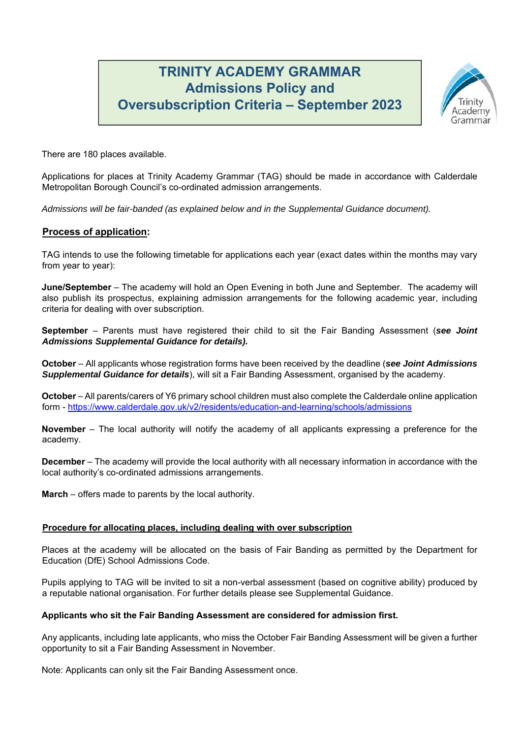# TRINITY ACADEMY GRAMMAR
# Admissions Policy and Oversubscription Criteria – September 2023

There are 180 places available.

Applications for places at Trinity Academy Grammar (TAG) should be made in accordance with Calderdale Metropolitan Borough Council's co-ordinated admission arrangements.

*Admissions will be fair-banded (as explained below and in the Supplemental Guidance document).*

## Process of application:

TAG intends to use the following timetable for applications each year (exact dates within the months may vary from year to year):

**June/September** – The academy will hold an Open Evening in both June and September. The academy will also publish its prospectus, explaining admission arrangements for the following academic year, including criteria for dealing with over subscription.

**September** – Parents must have registered their child to sit the Fair Banding Assessment (***see Joint Admissions Supplemental Guidance for details).***

**October** – All applicants whose registration forms have been received by the deadline (***see Joint Admissions Supplemental Guidance for details***), will sit a Fair Banding Assessment, organised by the academy.

**October** – All parents/carers of Y6 primary school children must also complete the Calderdale online application form - https://www.calderdale.gov.uk/v2/residents/education-and-learning/schools/admissions

**November** – The local authority will notify the academy of all applicants expressing a preference for the academy.

**December** – The academy will provide the local authority with all necessary information in accordance with the local authority's co-ordinated admissions arrangements.

**March** – offers made to parents by the local authority.

## Procedure for allocating places, including dealing with over subscription

Places at the academy will be allocated on the basis of Fair Banding as permitted by the Department for Education (DfE) School Admissions Code.

Pupils applying to TAG will be invited to sit a non-verbal assessment (based on cognitive ability) produced by a reputable national organisation. For further details please see Supplemental Guidance.

**Applicants who sit the Fair Banding Assessment are considered for admission first.**

Any applicants, including late applicants, who miss the October Fair Banding Assessment will be given a further opportunity to sit a Fair Banding Assessment in November.

Note: Applicants can only sit the Fair Banding Assessment once.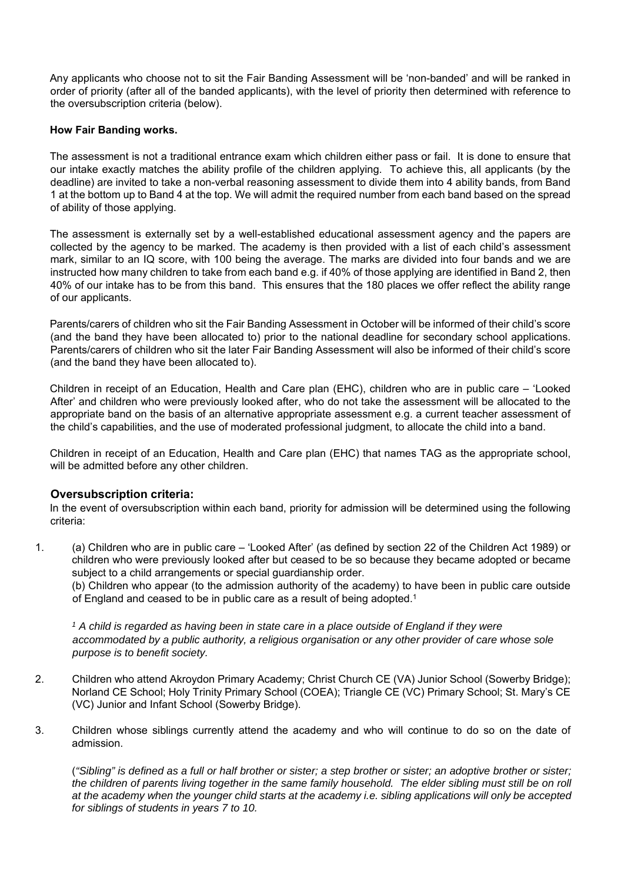Any applicants who choose not to sit the Fair Banding Assessment will be 'non-banded' and will be ranked in order of priority (after all of the banded applicants), with the level of priority then determined with reference to the oversubscription criteria (below).

**How Fair Banding works.**

The assessment is not a traditional entrance exam which children either pass or fail. It is done to ensure that our intake exactly matches the ability profile of the children applying. To achieve this, all applicants (by the deadline) are invited to take a non-verbal reasoning assessment to divide them into 4 ability bands, from Band 1 at the bottom up to Band 4 at the top. We will admit the required number from each band based on the spread of ability of those applying.

The assessment is externally set by a well-established educational assessment agency and the papers are collected by the agency to be marked. The academy is then provided with a list of each child's assessment mark, similar to an IQ score, with 100 being the average. The marks are divided into four bands and we are instructed how many children to take from each band e.g. if 40% of those applying are identified in Band 2, then 40% of our intake has to be from this band. This ensures that the 180 places we offer reflect the ability range of our applicants.

Parents/carers of children who sit the Fair Banding Assessment in October will be informed of their child's score (and the band they have been allocated to) prior to the national deadline for secondary school applications. Parents/carers of children who sit the later Fair Banding Assessment will also be informed of their child's score (and the band they have been allocated to).

Children in receipt of an Education, Health and Care plan (EHC), children who are in public care – 'Looked After' and children who were previously looked after, who do not take the assessment will be allocated to the appropriate band on the basis of an alternative appropriate assessment e.g. a current teacher assessment of the child's capabilities, and the use of moderated professional judgment, to allocate the child into a band.

Children in receipt of an Education, Health and Care plan (EHC) that names TAG as the appropriate school, will be admitted before any other children.

### Oversubscription criteria:

In the event of oversubscription within each band, priority for admission will be determined using the following criteria:

1. (a) Children who are in public care – 'Looked After' (as defined by section 22 of the Children Act 1989) or children who were previously looked after but ceased to be so because they became adopted or became subject to a child arrangements or special guardianship order.
   (b) Children who appear (to the admission authority of the academy) to have been in public care outside of England and ceased to be in public care as a result of being adopted.[1]

   *[1] A child is regarded as having been in state care in a place outside of England if they were accommodated by a public authority, a religious organisation or any other provider of care whose sole purpose is to benefit society.*

2. Children who attend Akroydon Primary Academy; Christ Church CE (VA) Junior School (Sowerby Bridge); Norland CE School; Holy Trinity Primary School (COEA); Triangle CE (VC) Primary School; St. Mary's CE (VC) Junior and Infant School (Sowerby Bridge).

3. Children whose siblings currently attend the academy and who will continue to do so on the date of admission.

   (*"Sibling" is defined as a full or half brother or sister; a step brother or sister; an adoptive brother or sister; the children of parents living together in the same family household. The elder sibling must still be on roll at the academy when the younger child starts at the academy i.e. sibling applications will only be accepted for siblings of students in years 7 to 10.*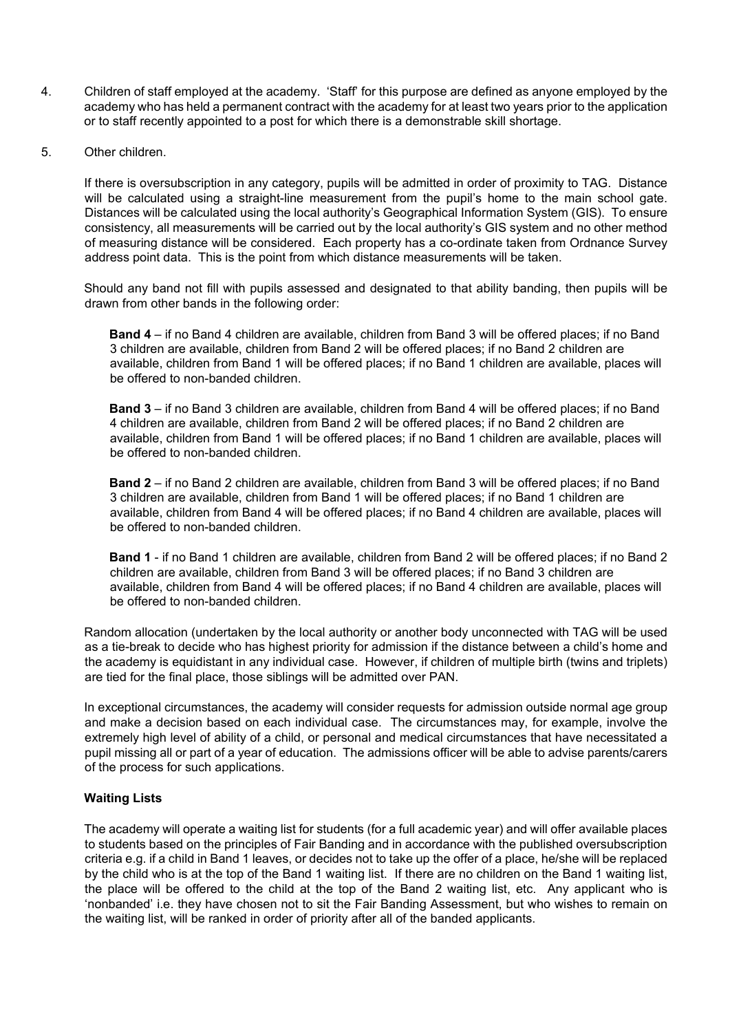4. Children of staff employed at the academy. 'Staff' for this purpose are defined as anyone employed by the academy who has held a permanent contract with the academy for at least two years prior to the application or to staff recently appointed to a post for which there is a demonstrable skill shortage.

5. Other children.

   If there is oversubscription in any category, pupils will be admitted in order of proximity to TAG. Distance will be calculated using a straight-line measurement from the pupil's home to the main school gate. Distances will be calculated using the local authority's Geographical Information System (GIS). To ensure consistency, all measurements will be carried out by the local authority's GIS system and no other method of measuring distance will be considered. Each property has a co-ordinate taken from Ordnance Survey address point data. This is the point from which distance measurements will be taken.

   Should any band not fill with pupils assessed and designated to that ability banding, then pupils will be drawn from other bands in the following order:

   **Band 4** – if no Band 4 children are available, children from Band 3 will be offered places; if no Band 3 children are available, children from Band 2 will be offered places; if no Band 2 children are available, children from Band 1 will be offered places; if no Band 1 children are available, places will be offered to non-banded children.

   **Band 3** – if no Band 3 children are available, children from Band 4 will be offered places; if no Band 4 children are available, children from Band 2 will be offered places; if no Band 2 children are available, children from Band 1 will be offered places; if no Band 1 children are available, places will be offered to non-banded children.

   **Band 2** – if no Band 2 children are available, children from Band 3 will be offered places; if no Band 3 children are available, children from Band 1 will be offered places; if no Band 1 children are available, children from Band 4 will be offered places; if no Band 4 children are available, places will be offered to non-banded children.

   **Band 1** - if no Band 1 children are available, children from Band 2 will be offered places; if no Band 2 children are available, children from Band 3 will be offered places; if no Band 3 children are available, children from Band 4 will be offered places; if no Band 4 children are available, places will be offered to non-banded children.

   Random allocation (undertaken by the local authority or another body unconnected with TAG will be used as a tie-break to decide who has highest priority for admission if the distance between a child's home and the academy is equidistant in any individual case. However, if children of multiple birth (twins and triplets) are tied for the final place, those siblings will be admitted over PAN.

   In exceptional circumstances, the academy will consider requests for admission outside normal age group and make a decision based on each individual case. The circumstances may, for example, involve the extremely high level of ability of a child, or personal and medical circumstances that have necessitated a pupil missing all or part of a year of education. The admissions officer will be able to advise parents/carers of the process for such applications.

   **Waiting Lists**

   The academy will operate a waiting list for students (for a full academic year) and will offer available places to students based on the principles of Fair Banding and in accordance with the published oversubscription criteria e.g. if a child in Band 1 leaves, or decides not to take up the offer of a place, he/she will be replaced by the child who is at the top of the Band 1 waiting list. If there are no children on the Band 1 waiting list, the place will be offered to the child at the top of the Band 2 waiting list, etc. Any applicant who is 'nonbanded' i.e. they have chosen not to sit the Fair Banding Assessment, but who wishes to remain on the waiting list, will be ranked in order of priority after all of the banded applicants.